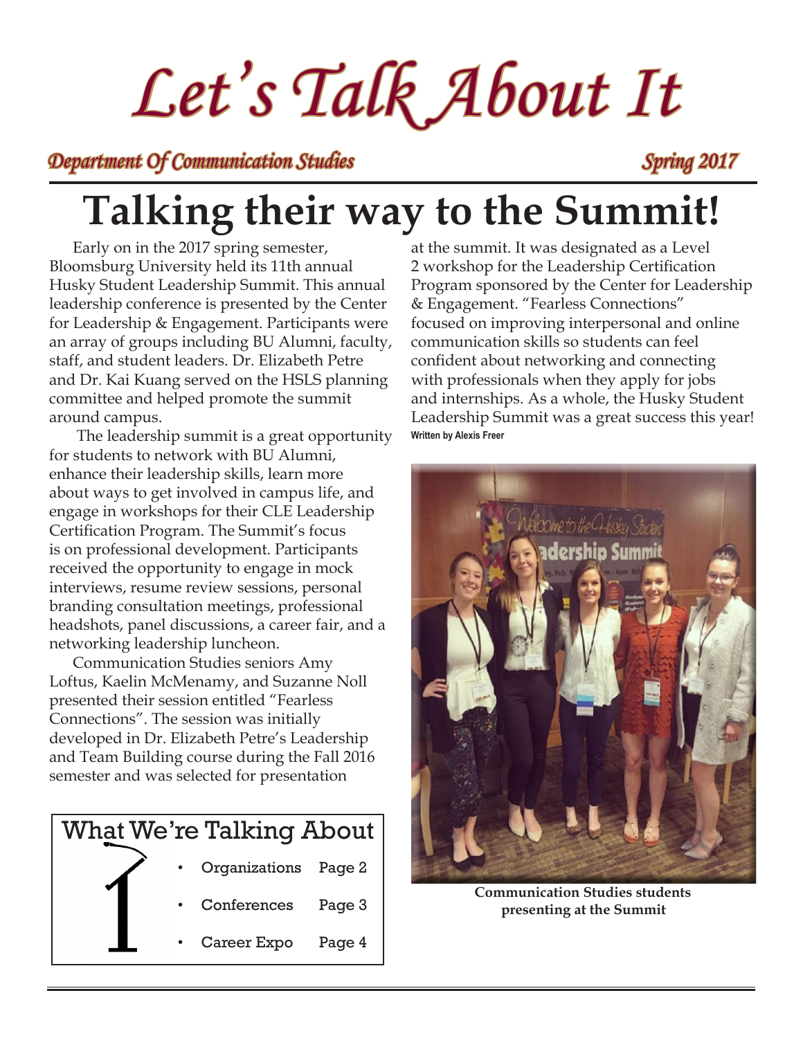# Let's Talk About It

***Department Of Communication Studies*** ***Spring 2017***

## Talking their way to the Summit!

Early on in the 2017 spring semester, Bloomsburg University held its 11th annual Husky Student Leadership Summit. This annual leadership conference is presented by the Center for Leadership & Engagement. Participants were an array of groups including BU Alumni, faculty, staff, and student leaders. Dr. Elizabeth Petre and Dr. Kai Kuang served on the HSLS planning committee and helped promote the summit around campus.

The leadership summit is a great opportunity for students to network with BU Alumni, enhance their leadership skills, learn more about ways to get involved in campus life, and engage in workshops for their CLE Leadership Certification Program. The Summit's focus is on professional development. Participants received the opportunity to engage in mock interviews, resume review sessions, personal branding consultation meetings, professional headshots, panel discussions, a career fair, and a networking leadership luncheon.

Communication Studies seniors Amy Loftus, Kaelin McMenamy, and Suzanne Noll presented their session entitled "Fearless Connections". The session was initially developed in Dr. Elizabeth Petre's Leadership and Team Building course during the Fall 2016 semester and was selected for presentation at the summit. It was designated as a Level 2 workshop for the Leadership Certification Program sponsored by the Center for Leadership & Engagement. "Fearless Connections" focused on improving interpersonal and online communication skills so students can feel confident about networking and connecting with professionals when they apply for jobs and internships. As a whole, the Husky Student Leadership Summit was a great success this year!

**Written by Alexis Freer**

**Communication Studies students presenting at the Summit**

### What We're Talking About

- Organizations Page 2
- Conferences Page 3
- Career Expo Page 4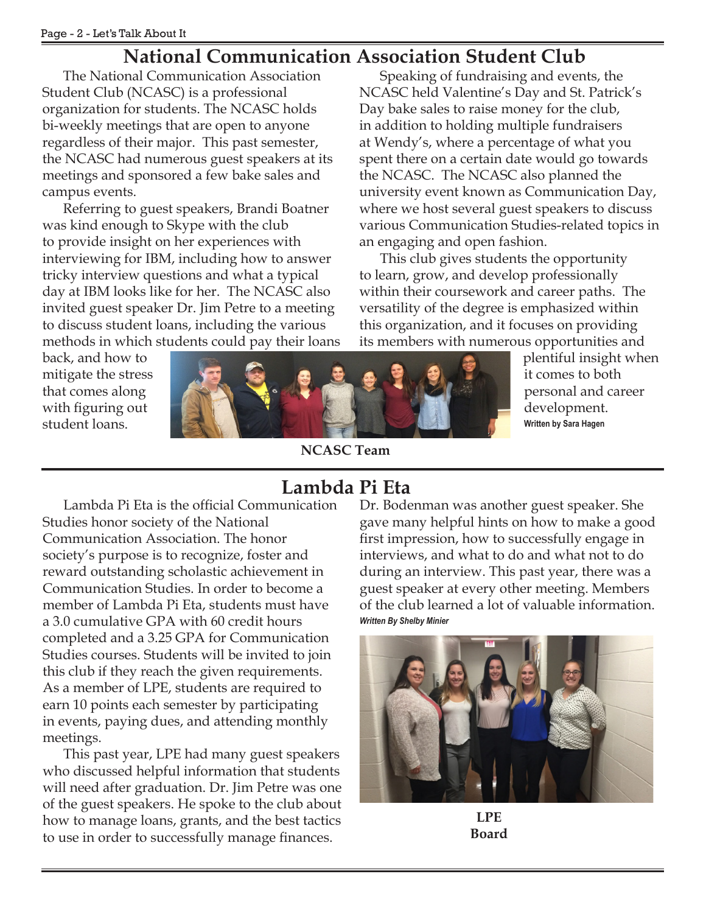## National Communication Association Student Club

The National Communication Association Student Club (NCASC) is a professional organization for students. The NCASC holds bi-weekly meetings that are open to anyone regardless of their major. This past semester, the NCASC had numerous guest speakers at its meetings and sponsored a few bake sales and campus events.

Referring to guest speakers, Brandi Boatner was kind enough to Skype with the club to provide insight on her experiences with interviewing for IBM, including how to answer tricky interview questions and what a typical day at IBM looks like for her. The NCASC also invited guest speaker Dr. Jim Petre to a meeting to discuss student loans, including the various methods in which students could pay their loans back, and how to mitigate the stress that comes along with figuring out student loans.

Speaking of fundraising and events, the NCASC held Valentine's Day and St. Patrick's Day bake sales to raise money for the club, in addition to holding multiple fundraisers at Wendy's, where a percentage of what you spent there on a certain date would go towards the NCASC. The NCASC also planned the university event known as Communication Day, where we host several guest speakers to discuss various Communication Studies-related topics in an engaging and open fashion.

This club gives students the opportunity to learn, grow, and develop professionally within their coursework and career paths. The versatility of the degree is emphasized within this organization, and it focuses on providing its members with numerous opportunities and plentiful insight when it comes to both personal and career development.

**Written by Sara Hagen**

**NCASC Team**

## Lambda Pi Eta

Lambda Pi Eta is the official Communication Studies honor society of the National Communication Association. The honor society's purpose is to recognize, foster and reward outstanding scholastic achievement in Communication Studies. In order to become a member of Lambda Pi Eta, students must have a 3.0 cumulative GPA with 60 credit hours completed and a 3.25 GPA for Communication Studies courses. Students will be invited to join this club if they reach the given requirements. As a member of LPE, students are required to earn 10 points each semester by participating in events, paying dues, and attending monthly meetings.

This past year, LPE had many guest speakers who discussed helpful information that students will need after graduation. Dr. Jim Petre was one of the guest speakers. He spoke to the club about how to manage loans, grants, and the best tactics to use in order to successfully manage finances. Dr. Bodenman was another guest speaker. She gave many helpful hints on how to make a good first impression, how to successfully engage in interviews, and what to do and what not to do during an interview. This past year, there was a guest speaker at every other meeting. Members of the club learned a lot of valuable information.

***Written By Shelby Minier***

**LPE Board**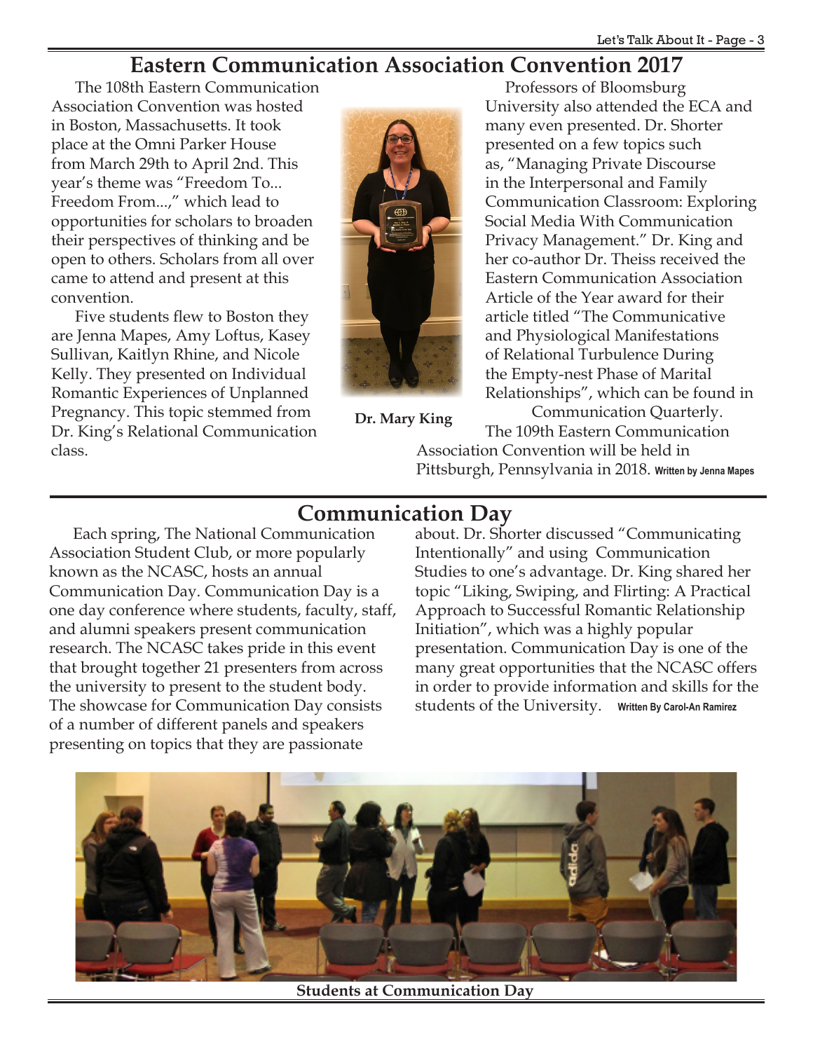## Eastern Communication Association Convention 2017

The 108th Eastern Communication Association Convention was hosted in Boston, Massachusetts. It took place at the Omni Parker House from March 29th to April 2nd. This year's theme was "Freedom To... Freedom From...," which lead to opportunities for scholars to broaden their perspectives of thinking and be open to others. Scholars from all over came to attend and present at this convention.

Five students flew to Boston they are Jenna Mapes, Amy Loftus, Kasey Sullivan, Kaitlyn Rhine, and Nicole Kelly. They presented on Individual Romantic Experiences of Unplanned Pregnancy. This topic stemmed from Dr. King's Relational Communication class.

**Dr. Mary King**

Professors of Bloomsburg University also attended the ECA and many even presented. Dr. Shorter presented on a few topics such as, "Managing Private Discourse in the Interpersonal and Family Communication Classroom: Exploring Social Media With Communication Privacy Management." Dr. King and her co-author Dr. Theiss received the Eastern Communication Association Article of the Year award for their article titled "The Communicative and Physiological Manifestations of Relational Turbulence During the Empty-nest Phase of Marital Relationships", which can be found in Communication Quarterly.

The 109th Eastern Communication Association Convention will be held in Pittsburgh, Pennsylvania in 2018. **Written by Jenna Mapes**

## Communication Day

Each spring, The National Communication Association Student Club, or more popularly known as the NCASC, hosts an annual Communication Day. Communication Day is a one day conference where students, faculty, staff, and alumni speakers present communication research. The NCASC takes pride in this event that brought together 21 presenters from across the university to present to the student body. The showcase for Communication Day consists of a number of different panels and speakers presenting on topics that they are passionate about. Dr. Shorter discussed "Communicating Intentionally" and using Communication Studies to one's advantage. Dr. King shared her topic "Liking, Swiping, and Flirting: A Practical Approach to Successful Romantic Relationship Initiation", which was a highly popular presentation. Communication Day is one of the many great opportunities that the NCASC offers in order to provide information and skills for the students of the University. **Written By Carol-An Ramirez**

**Students at Communication Day**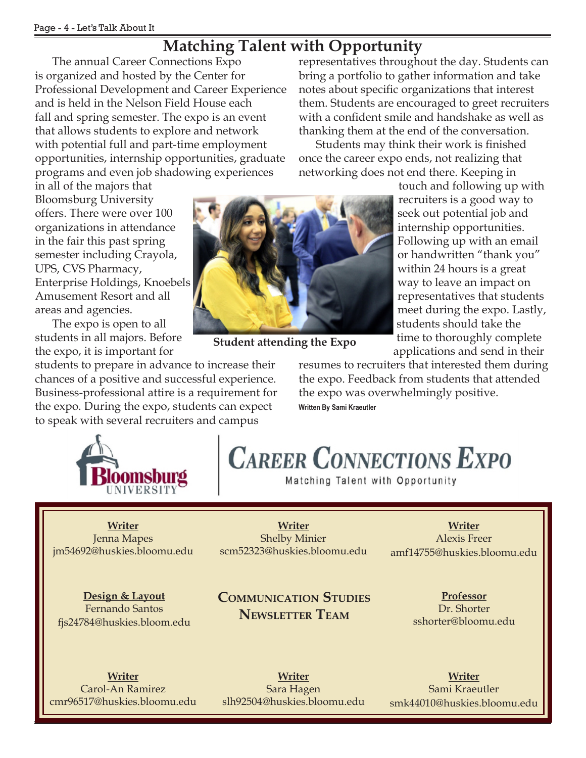# Matching Talent with Opportunity

The annual Career Connections Expo is organized and hosted by the Center for Professional Development and Career Experience and is held in the Nelson Field House each fall and spring semester. The expo is an event that allows students to explore and network with potential full and part-time employment opportunities, internship opportunities, graduate programs and even job shadowing experiences in all of the majors that Bloomsburg University offers. There were over 100 organizations in attendance in the fair this past spring semester including Crayola, UPS, CVS Pharmacy, Enterprise Holdings, Knoebels Amusement Resort and all areas and agencies.

The expo is open to all students in all majors. Before the expo, it is important for students to prepare in advance to increase their chances of a positive and successful experience. Business-professional attire is a requirement for the expo. During the expo, students can expect to speak with several recruiters and campus representatives throughout the day. Students can bring a portfolio to gather information and take notes about specific organizations that interest them. Students are encouraged to greet recruiters with a confident smile and handshake as well as thanking them at the end of the conversation.

Students may think their work is finished once the career expo ends, not realizing that networking does not end there. Keeping in touch and following up with recruiters is a good way to seek out potential job and internship opportunities. Following up with an email or handwritten "thank you" within 24 hours is a great way to leave an impact on representatives that students meet during the expo. Lastly, students should take the time to thoroughly complete applications and send in their resumes to recruiters that interested them during the expo. Feedback from students that attended the expo was overwhelmingly positive.

**Student attending the Expo**

**Written By Sami Kraeutler**

Bloomsburg University

**CAREER CONNECTIONS EXPO**
Matching Talent with Opportunity

**COMMUNICATION STUDIES NEWSLETTER TEAM**

**Writer**
Jenna Mapes
jm54692@huskies.bloomu.edu

**Writer**
Shelby Minier
scm52323@huskies.bloomu.edu

**Writer**
Alexis Freer
amf14755@huskies.bloomu.edu

**Design & Layout**
Fernando Santos
fjs24784@huskies.bloom.edu

**Professor**
Dr. Shorter
sshorter@bloomu.edu

**Writer**
Carol-An Ramirez
cmr96517@huskies.bloomu.edu

**Writer**
Sara Hagen
slh92504@huskies.bloomu.edu

**Writer**
Sami Kraeutler
smk44010@huskies.bloomu.edu